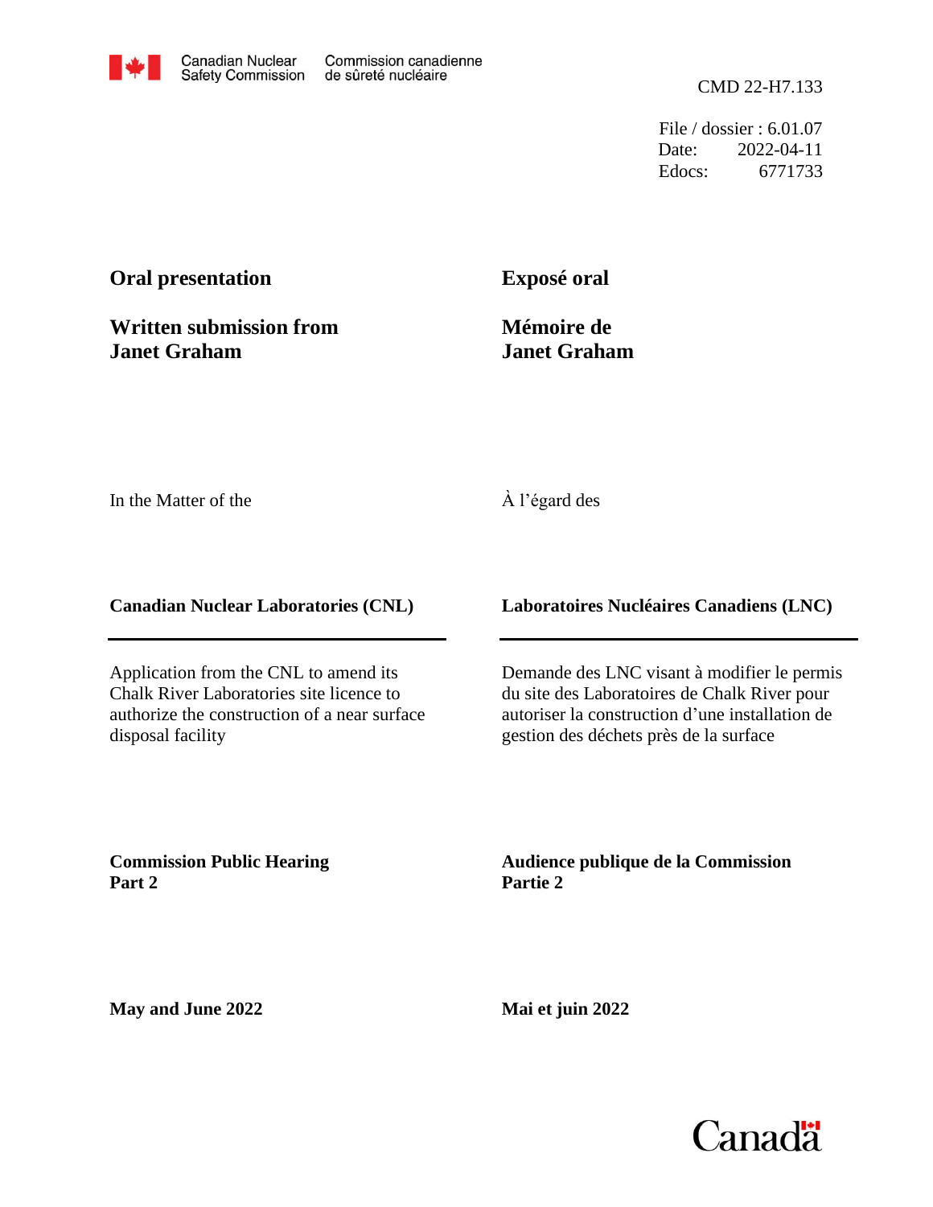Canadian Nuclear Safety Commission | Commission canadienne de sûreté nucléaire

CMD 22-H7.133

File / dossier : 6.01.07
Date: 2022-04-11
Edocs: 6771733

**Oral presentation**

**Written submission from Janet Graham**

**Exposé oral**

**Mémoire de Janet Graham**

In the Matter of the

À l'égard des

**Canadian Nuclear Laboratories (CNL)**

**Laboratoires Nucléaires Canadiens (LNC)**

Application from the CNL to amend its Chalk River Laboratories site licence to authorize the construction of a near surface disposal facility

Demande des LNC visant à modifier le permis du site des Laboratoires de Chalk River pour autoriser la construction d'une installation de gestion des déchets près de la surface

**Commission Public Hearing Part 2**

**Audience publique de la Commission Partie 2**

**May and June 2022**

**Mai et juin 2022**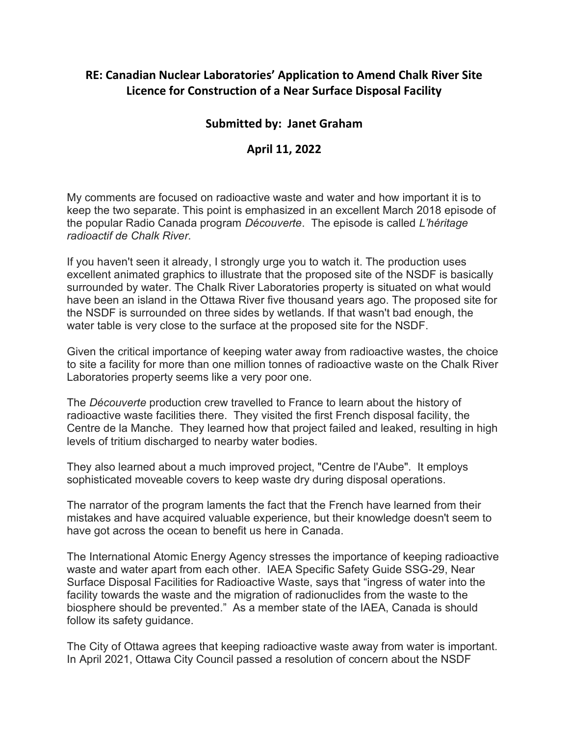## RE: Canadian Nuclear Laboratories' Application to Amend Chalk River Site Licence for Construction of a Near Surface Disposal Facility

## Submitted by: Janet Graham

## April 11, 2022

My comments are focused on radioactive waste and water and how important it is to keep the two separate. This point is emphasized in an excellent March 2018 episode of the popular Radio Canada program *Découverte*. The episode is called *L'héritage radioactif de Chalk River.*

If you haven't seen it already, I strongly urge you to watch it. The production uses excellent animated graphics to illustrate that the proposed site of the NSDF is basically surrounded by water. The Chalk River Laboratories property is situated on what would have been an island in the Ottawa River five thousand years ago. The proposed site for the NSDF is surrounded on three sides by wetlands. If that wasn't bad enough, the water table is very close to the surface at the proposed site for the NSDF.

Given the critical importance of keeping water away from radioactive wastes, the choice to site a facility for more than one million tonnes of radioactive waste on the Chalk River Laboratories property seems like a very poor one.

The *Découverte* production crew travelled to France to learn about the history of radioactive waste facilities there. They visited the first French disposal facility, the Centre de la Manche. They learned how that project failed and leaked, resulting in high levels of tritium discharged to nearby water bodies.

They also learned about a much improved project, "Centre de l'Aube". It employs sophisticated moveable covers to keep waste dry during disposal operations.

The narrator of the program laments the fact that the French have learned from their mistakes and have acquired valuable experience, but their knowledge doesn't seem to have got across the ocean to benefit us here in Canada.

The International Atomic Energy Agency stresses the importance of keeping radioactive waste and water apart from each other. IAEA Specific Safety Guide SSG-29, Near Surface Disposal Facilities for Radioactive Waste, says that "ingress of water into the facility towards the waste and the migration of radionuclides from the waste to the biosphere should be prevented." As a member state of the IAEA, Canada is should follow its safety guidance.

The City of Ottawa agrees that keeping radioactive waste away from water is important. In April 2021, Ottawa City Council passed a resolution of concern about the NSDF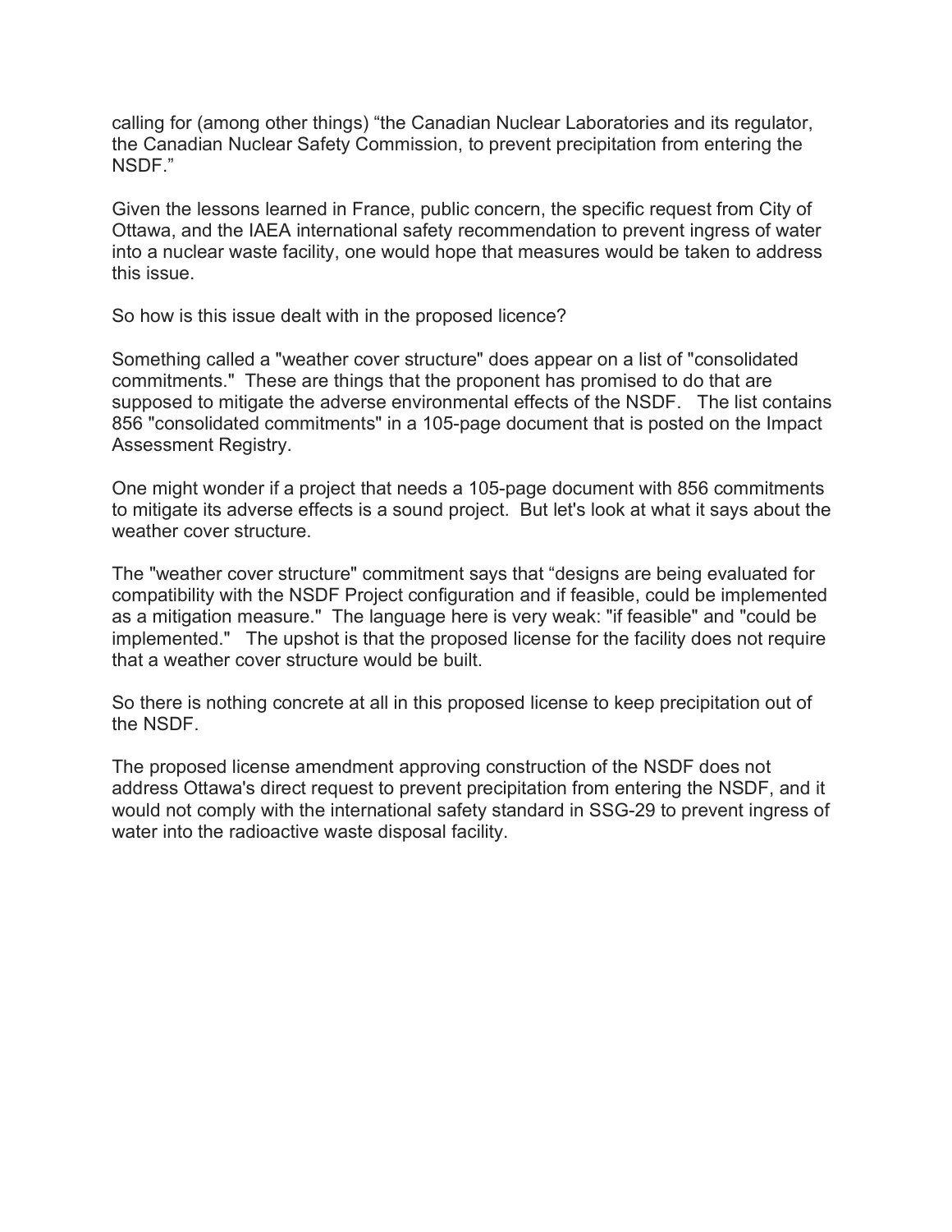calling for (among other things) "the Canadian Nuclear Laboratories and its regulator, the Canadian Nuclear Safety Commission, to prevent precipitation from entering the NSDF."

Given the lessons learned in France, public concern, the specific request from City of Ottawa, and the IAEA international safety recommendation to prevent ingress of water into a nuclear waste facility, one would hope that measures would be taken to address this issue.

So how is this issue dealt with in the proposed licence?

Something called a "weather cover structure" does appear on a list of "consolidated commitments." These are things that the proponent has promised to do that are supposed to mitigate the adverse environmental effects of the NSDF. The list contains 856 "consolidated commitments" in a 105-page document that is posted on the Impact Assessment Registry.

One might wonder if a project that needs a 105-page document with 856 commitments to mitigate its adverse effects is a sound project. But let's look at what it says about the weather cover structure.

The "weather cover structure" commitment says that "designs are being evaluated for compatibility with the NSDF Project configuration and if feasible, could be implemented as a mitigation measure." The language here is very weak: "if feasible" and "could be implemented." The upshot is that the proposed license for the facility does not require that a weather cover structure would be built.

So there is nothing concrete at all in this proposed license to keep precipitation out of the NSDF.

The proposed license amendment approving construction of the NSDF does not address Ottawa's direct request to prevent precipitation from entering the NSDF, and it would not comply with the international safety standard in SSG-29 to prevent ingress of water into the radioactive waste disposal facility.